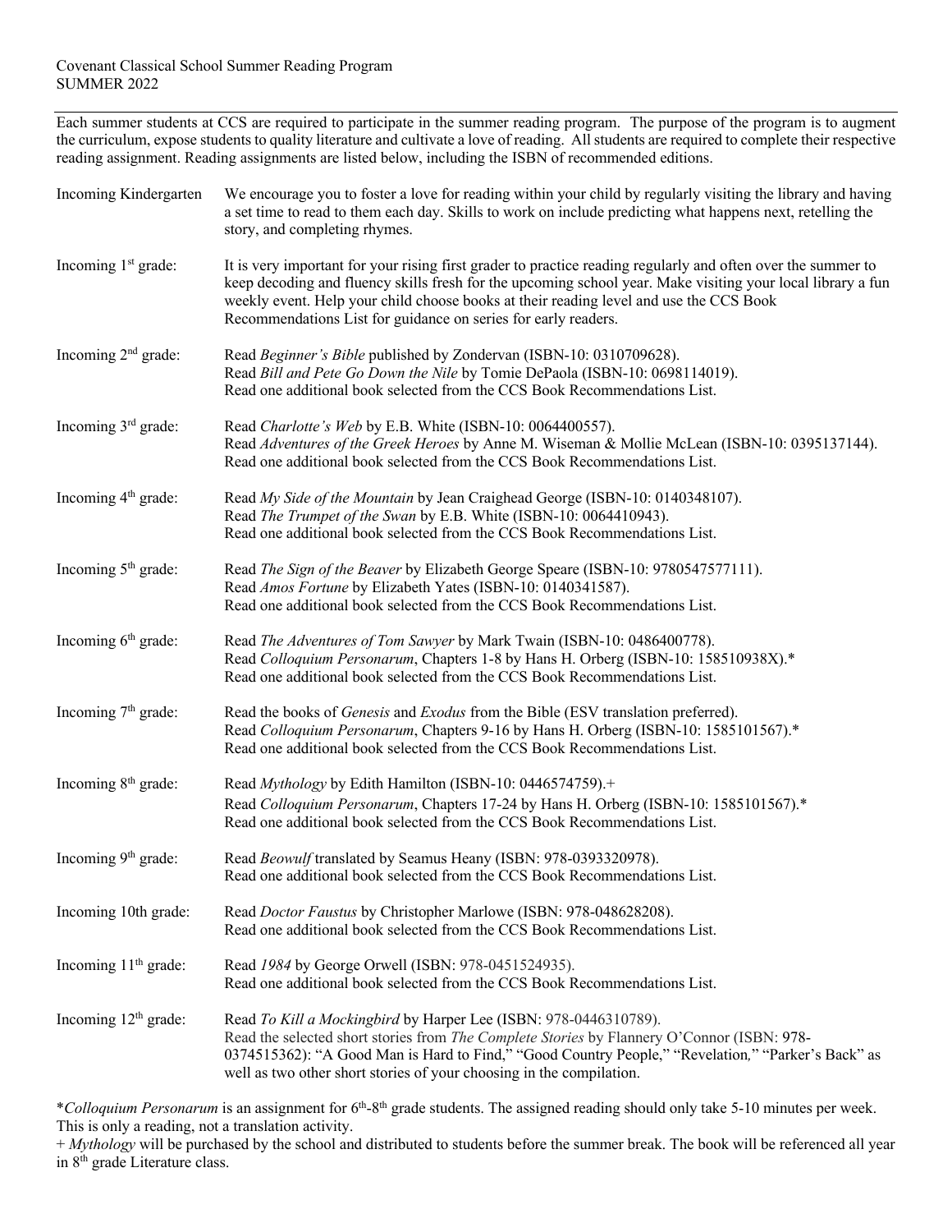Covenant Classical School Summer Reading Program
SUMMER 2022

---

Each summer students at CCS are required to participate in the summer reading program. The purpose of the program is to augment the curriculum, expose students to quality literature and cultivate a love of reading. All students are required to complete their respective reading assignment. Reading assignments are listed below, including the ISBN of recommended editions.

| | |
|---|---|
| Incoming Kindergarten | We encourage you to foster a love for reading within your child by regularly visiting the library and having a set time to read to them each day. Skills to work on include predicting what happens next, retelling the story, and completing rhymes. |
| Incoming 1st grade: | It is very important for your rising first grader to practice reading regularly and often over the summer to keep decoding and fluency skills fresh for the upcoming school year. Make visiting your local library a fun weekly event. Help your child choose books at their reading level and use the CCS Book Recommendations List for guidance on series for early readers. |
| Incoming 2nd grade: | Read *Beginner's Bible* published by Zondervan (ISBN-10: 0310709628).<br>Read *Bill and Pete Go Down the Nile* by Tomie DePaola (ISBN-10: 0698114019).<br>Read one additional book selected from the CCS Book Recommendations List. |
| Incoming 3rd grade: | Read *Charlotte's Web* by E.B. White (ISBN-10: 0064400557).<br>Read *Adventures of the Greek Heroes* by Anne M. Wiseman & Mollie McLean (ISBN-10: 0395137144).<br>Read one additional book selected from the CCS Book Recommendations List. |
| Incoming 4th grade: | Read *My Side of the Mountain* by Jean Craighead George (ISBN-10: 0140348107).<br>Read *The Trumpet of the Swan* by E.B. White (ISBN-10: 0064410943).<br>Read one additional book selected from the CCS Book Recommendations List. |
| Incoming 5th grade: | Read *The Sign of the Beaver* by Elizabeth George Speare (ISBN-10: 9780547577111).<br>Read *Amos Fortune* by Elizabeth Yates (ISBN-10: 0140341587).<br>Read one additional book selected from the CCS Book Recommendations List. |
| Incoming 6th grade: | Read *The Adventures of Tom Sawyer* by Mark Twain (ISBN-10: 0486400778).<br>Read *Colloquium Personarum*, Chapters 1-8 by Hans H. Orberg (ISBN-10: 158510938X).*<br>Read one additional book selected from the CCS Book Recommendations List. |
| Incoming 7th grade: | Read the books of *Genesis* and *Exodus* from the Bible (ESV translation preferred).<br>Read *Colloquium Personarum*, Chapters 9-16 by Hans H. Orberg (ISBN-10: 1585101567).*<br>Read one additional book selected from the CCS Book Recommendations List. |
| Incoming 8th grade: | Read *Mythology* by Edith Hamilton (ISBN-10: 0446574759).+<br>Read *Colloquium Personarum*, Chapters 17-24 by Hans H. Orberg (ISBN-10: 1585101567).*<br>Read one additional book selected from the CCS Book Recommendations List. |
| Incoming 9th grade: | Read *Beowulf* translated by Seamus Heany (ISBN: 978-0393320978).<br>Read one additional book selected from the CCS Book Recommendations List. |
| Incoming 10th grade: | Read *Doctor Faustus* by Christopher Marlowe (ISBN: 978-048628208).<br>Read one additional book selected from the CCS Book Recommendations List. |
| Incoming 11th grade: | Read *1984* by George Orwell (ISBN: 978-0451524935).<br>Read one additional book selected from the CCS Book Recommendations List. |
| Incoming 12th grade: | Read *To Kill a Mockingbird* by Harper Lee (ISBN: 978-0446310789).<br>Read the selected short stories from *The Complete Stories* by Flannery O'Connor (ISBN: 978-0374515362): "A Good Man is Hard to Find," "Good Country People," "Revelation," "Parker's Back" as well as two other short stories of your choosing in the compilation. |

*_Colloquium Personarum_ is an assignment for 6th-8th grade students. The assigned reading should only take 5-10 minutes per week. This is only a reading, not a translation activity.

+ *Mythology* will be purchased by the school and distributed to students before the summer break. The book will be referenced all year in 8th grade Literature class.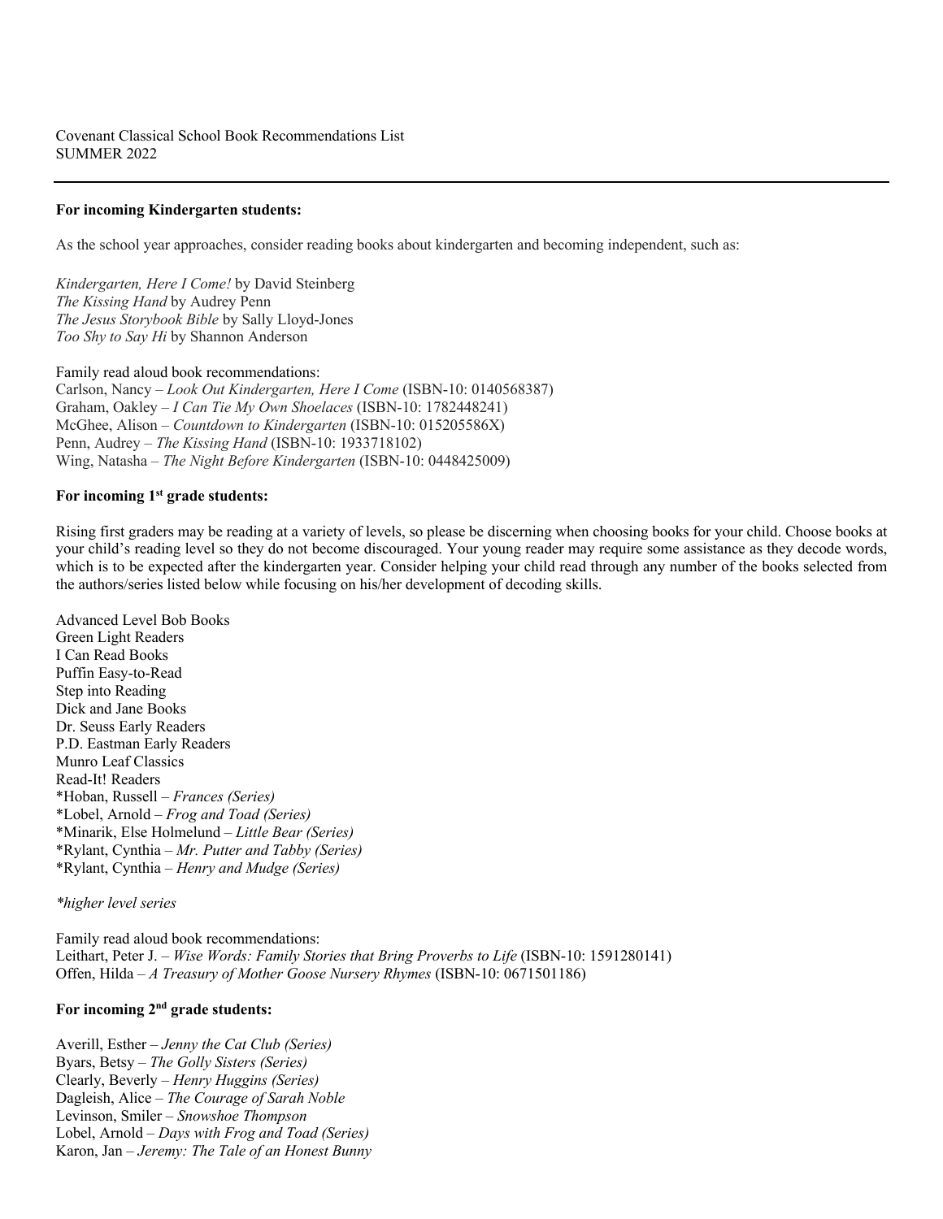Covenant Classical School Book Recommendations List
SUMMER 2022

---

**For incoming Kindergarten students:**

As the school year approaches, consider reading books about kindergarten and becoming independent, such as:

*Kindergarten, Here I Come!* by David Steinberg
*The Kissing Hand* by Audrey Penn
*The Jesus Storybook Bible* by Sally Lloyd-Jones
*Too Shy to Say Hi* by Shannon Anderson

Family read aloud book recommendations:
Carlson, Nancy – *Look Out Kindergarten, Here I Come* (ISBN-10: 0140568387)
Graham, Oakley – *I Can Tie My Own Shoelaces* (ISBN-10: 1782448241)
McGhee, Alison – *Countdown to Kindergarten* (ISBN-10: 015205586X)
Penn, Audrey – *The Kissing Hand* (ISBN-10: 1933718102)
Wing, Natasha – *The Night Before Kindergarten* (ISBN-10: 0448425009)

**For incoming 1st grade students:**

Rising first graders may be reading at a variety of levels, so please be discerning when choosing books for your child. Choose books at your child's reading level so they do not become discouraged. Your young reader may require some assistance as they decode words, which is to be expected after the kindergarten year. Consider helping your child read through any number of the books selected from the authors/series listed below while focusing on his/her development of decoding skills.

Advanced Level Bob Books
Green Light Readers
I Can Read Books
Puffin Easy-to-Read
Step into Reading
Dick and Jane Books
Dr. Seuss Early Readers
P.D. Eastman Early Readers
Munro Leaf Classics
Read-It! Readers
*Hoban, Russell – *Frances (Series)*
*Lobel, Arnold – *Frog and Toad (Series)*
*Minarik, Else Holmelund – *Little Bear (Series)*
*Rylant, Cynthia – *Mr. Putter and Tabby (Series)*
*Rylant, Cynthia – *Henry and Mudge (Series)*

*\*higher level series*

Family read aloud book recommendations:
Leithart, Peter J. – *Wise Words: Family Stories that Bring Proverbs to Life* (ISBN-10: 1591280141)
Offen, Hilda – *A Treasury of Mother Goose Nursery Rhymes* (ISBN-10: 0671501186)

**For incoming 2nd grade students:**

Averill, Esther – *Jenny the Cat Club (Series)*
Byars, Betsy – *The Golly Sisters (Series)*
Clearly, Beverly – *Henry Huggins (Series)*
Dagleish, Alice – *The Courage of Sarah Noble*
Levinson, Smiler – *Snowshoe Thompson*
Lobel, Arnold – *Days with Frog and Toad (Series)*
Karon, Jan – *Jeremy: The Tale of an Honest Bunny*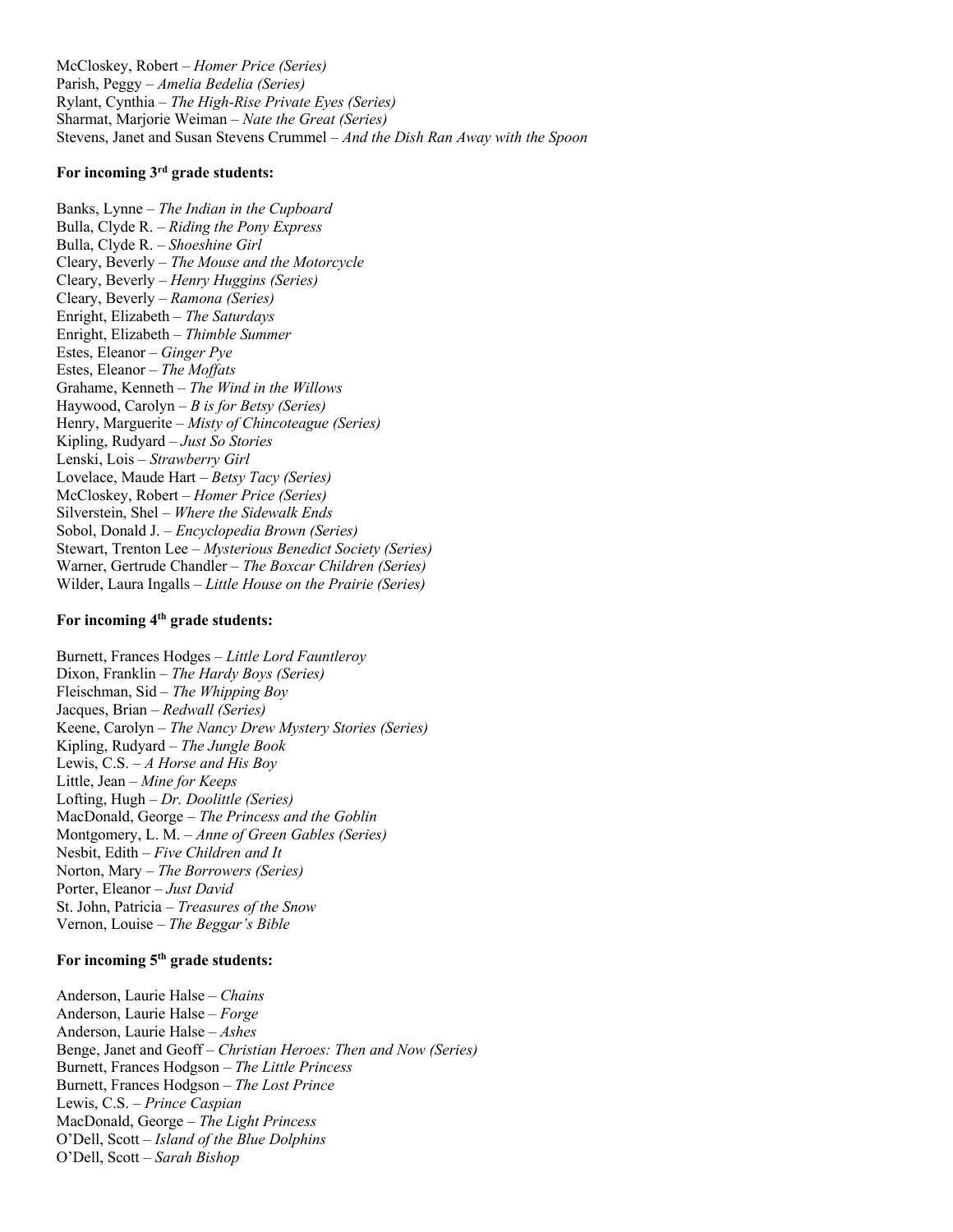McCloskey, Robert – *Homer Price (Series)*
Parish, Peggy – *Amelia Bedelia (Series)*
Rylant, Cynthia – *The High-Rise Private Eyes (Series)*
Sharmat, Marjorie Weiman – *Nate the Great (Series)*
Stevens, Janet and Susan Stevens Crummel – *And the Dish Ran Away with the Spoon*

**For incoming 3rd grade students:**

Banks, Lynne – *The Indian in the Cupboard*
Bulla, Clyde R. – *Riding the Pony Express*
Bulla, Clyde R. – *Shoeshine Girl*
Cleary, Beverly – *The Mouse and the Motorcycle*
Cleary, Beverly – *Henry Huggins (Series)*
Cleary, Beverly – *Ramona (Series)*
Enright, Elizabeth – *The Saturdays*
Enright, Elizabeth – *Thimble Summer*
Estes, Eleanor – *Ginger Pye*
Estes, Eleanor – *The Moffats*
Grahame, Kenneth – *The Wind in the Willows*
Haywood, Carolyn – *B is for Betsy (Series)*
Henry, Marguerite – *Misty of Chincoteague (Series)*
Kipling, Rudyard – *Just So Stories*
Lenski, Lois – *Strawberry Girl*
Lovelace, Maude Hart – *Betsy Tacy (Series)*
McCloskey, Robert – *Homer Price (Series)*
Silverstein, Shel – *Where the Sidewalk Ends*
Sobol, Donald J. – *Encyclopedia Brown (Series)*
Stewart, Trenton Lee – *Mysterious Benedict Society (Series)*
Warner, Gertrude Chandler – *The Boxcar Children (Series)*
Wilder, Laura Ingalls – *Little House on the Prairie (Series)*

**For incoming 4th grade students:**

Burnett, Frances Hodges – *Little Lord Fauntleroy*
Dixon, Franklin – *The Hardy Boys (Series)*
Fleischman, Sid – *The Whipping Boy*
Jacques, Brian – *Redwall (Series)*
Keene, Carolyn – *The Nancy Drew Mystery Stories (Series)*
Kipling, Rudyard – *The Jungle Book*
Lewis, C.S. – *A Horse and His Boy*
Little, Jean – *Mine for Keeps*
Lofting, Hugh – *Dr. Doolittle (Series)*
MacDonald, George – *The Princess and the Goblin*
Montgomery, L. M. – *Anne of Green Gables (Series)*
Nesbit, Edith – *Five Children and It*
Norton, Mary – *The Borrowers (Series)*
Porter, Eleanor – *Just David*
St. John, Patricia – *Treasures of the Snow*
Vernon, Louise – *The Beggar's Bible*

**For incoming 5th grade students:**

Anderson, Laurie Halse – *Chains*
Anderson, Laurie Halse – *Forge*
Anderson, Laurie Halse – *Ashes*
Benge, Janet and Geoff – *Christian Heroes: Then and Now (Series)*
Burnett, Frances Hodgson – *The Little Princess*
Burnett, Frances Hodgson – *The Lost Prince*
Lewis, C.S. – *Prince Caspian*
MacDonald, George – *The Light Princess*
O'Dell, Scott – *Island of the Blue Dolphins*
O'Dell, Scott – *Sarah Bishop*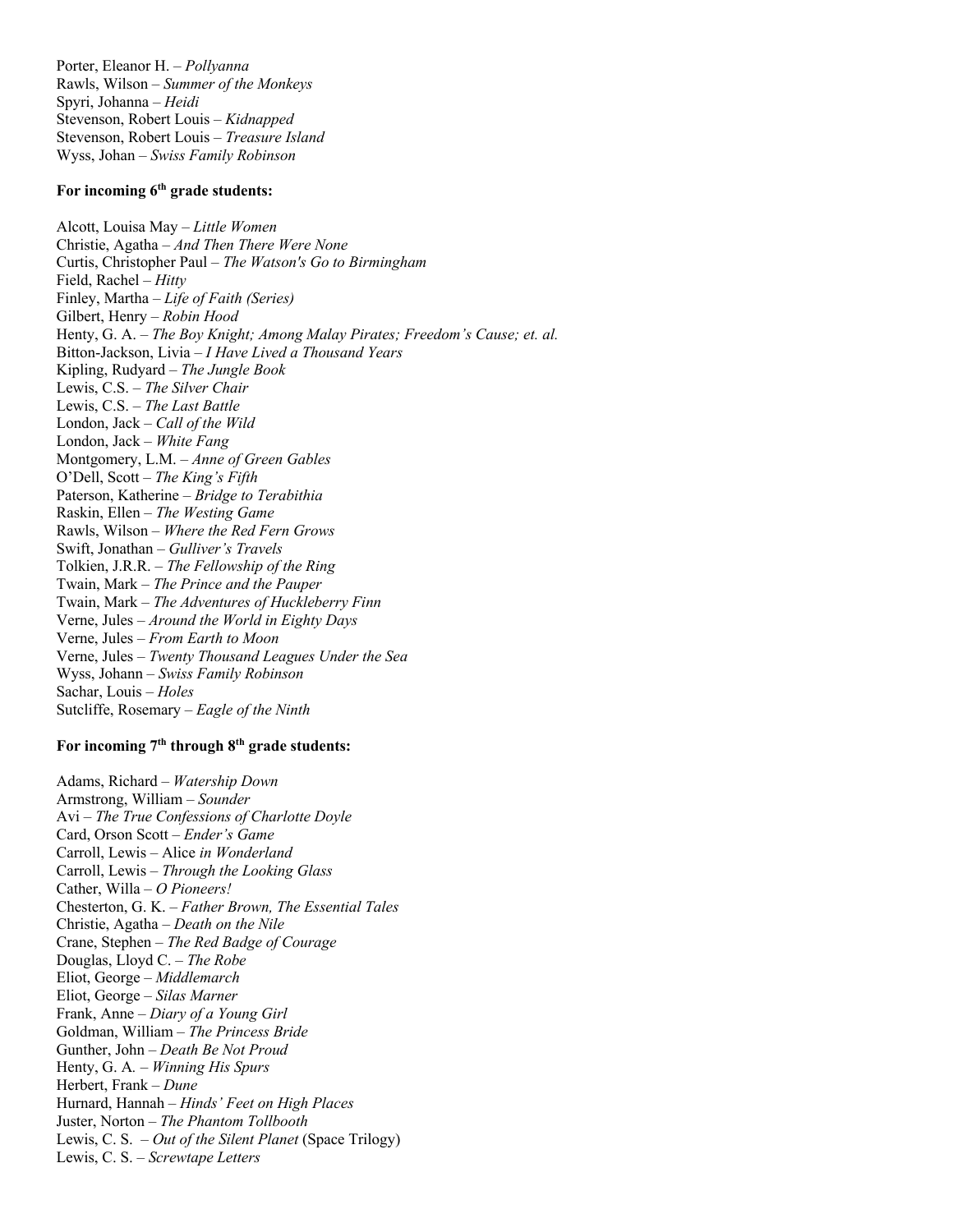Porter, Eleanor H. – *Pollyanna*
Rawls, Wilson – *Summer of the Monkeys*
Spyri, Johanna – *Heidi*
Stevenson, Robert Louis – *Kidnapped*
Stevenson, Robert Louis – *Treasure Island*
Wyss, Johan – *Swiss Family Robinson*

**For incoming 6th grade students:**

Alcott, Louisa May – *Little Women*
Christie, Agatha – *And Then There Were None*
Curtis, Christopher Paul – *The Watson's Go to Birmingham*
Field, Rachel – *Hitty*
Finley, Martha – *Life of Faith (Series)*
Gilbert, Henry – *Robin Hood*
Henty, G. A. – *The Boy Knight; Among Malay Pirates; Freedom's Cause; et. al.*
Bitton-Jackson, Livia – *I Have Lived a Thousand Years*
Kipling, Rudyard – *The Jungle Book*
Lewis, C.S. – *The Silver Chair*
Lewis, C.S. – *The Last Battle*
London, Jack – *Call of the Wild*
London, Jack – *White Fang*
Montgomery, L.M. – *Anne of Green Gables*
O'Dell, Scott – *The King's Fifth*
Paterson, Katherine – *Bridge to Terabithia*
Raskin, Ellen – *The Westing Game*
Rawls, Wilson – *Where the Red Fern Grows*
Swift, Jonathan – *Gulliver's Travels*
Tolkien, J.R.R. – *The Fellowship of the Ring*
Twain, Mark – *The Prince and the Pauper*
Twain, Mark – *The Adventures of Huckleberry Finn*
Verne, Jules – *Around the World in Eighty Days*
Verne, Jules – *From Earth to Moon*
Verne, Jules – *Twenty Thousand Leagues Under the Sea*
Wyss, Johann – *Swiss Family Robinson*
Sachar, Louis – *Holes*
Sutcliffe, Rosemary – *Eagle of the Ninth*

**For incoming 7th through 8th grade students:**

Adams, Richard – *Watership Down*
Armstrong, William – *Sounder*
Avi – *The True Confessions of Charlotte Doyle*
Card, Orson Scott – *Ender's Game*
Carroll, Lewis – Alice *in Wonderland*
Carroll, Lewis – *Through the Looking Glass*
Cather, Willa – *O Pioneers!*
Chesterton, G. K. – *Father Brown, The Essential Tales*
Christie, Agatha – *Death on the Nile*
Crane, Stephen – *The Red Badge of Courage*
Douglas, Lloyd C. – *The Robe*
Eliot, George – *Middlemarch*
Eliot, George – *Silas Marner*
Frank, Anne – *Diary of a Young Girl*
Goldman, William – *The Princess Bride*
Gunther, John – *Death Be Not Proud*
Henty, G. A. – *Winning His Spurs*
Herbert, Frank – *Dune*
Hurnard, Hannah – *Hinds' Feet on High Places*
Juster, Norton – *The Phantom Tollbooth*
Lewis, C. S. – *Out of the Silent Planet* (Space Trilogy)
Lewis, C. S. – *Screwtape Letters*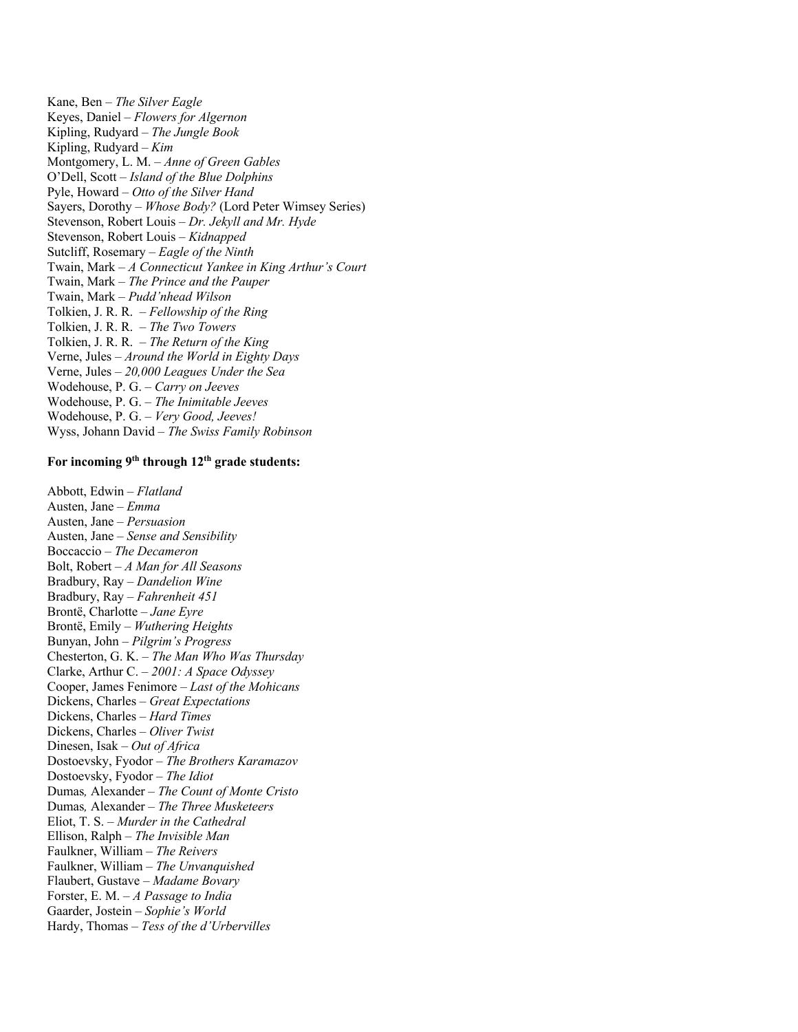Kane, Ben – *The Silver Eagle*
Keyes, Daniel – *Flowers for Algernon*
Kipling, Rudyard – *The Jungle Book*
Kipling, Rudyard – *Kim*
Montgomery, L. M. – *Anne of Green Gables*
O'Dell, Scott – *Island of the Blue Dolphins*
Pyle, Howard – *Otto of the Silver Hand*
Sayers, Dorothy – *Whose Body?* (Lord Peter Wimsey Series)
Stevenson, Robert Louis – *Dr. Jekyll and Mr. Hyde*
Stevenson, Robert Louis – *Kidnapped*
Sutcliff, Rosemary – *Eagle of the Ninth*
Twain, Mark – *A Connecticut Yankee in King Arthur's Court*
Twain, Mark – *The Prince and the Pauper*
Twain, Mark – *Pudd'nhead Wilson*
Tolkien, J. R. R. – *Fellowship of the Ring*
Tolkien, J. R. R. – *The Two Towers*
Tolkien, J. R. R. – *The Return of the King*
Verne, Jules – *Around the World in Eighty Days*
Verne, Jules – *20,000 Leagues Under the Sea*
Wodehouse, P. G. – *Carry on Jeeves*
Wodehouse, P. G. – *The Inimitable Jeeves*
Wodehouse, P. G. – *Very Good, Jeeves!*
Wyss, Johann David – *The Swiss Family Robinson*

**For incoming 9th through 12th grade students:**

Abbott, Edwin – *Flatland*
Austen, Jane – *Emma*
Austen, Jane – *Persuasion*
Austen, Jane – *Sense and Sensibility*
Boccaccio – *The Decameron*
Bolt, Robert – *A Man for All Seasons*
Bradbury, Ray – *Dandelion Wine*
Bradbury, Ray – *Fahrenheit 451*
Brontë, Charlotte – *Jane Eyre*
Brontë, Emily – *Wuthering Heights*
Bunyan, John – *Pilgrim's Progress*
Chesterton, G. K. – *The Man Who Was Thursday*
Clarke, Arthur C. – *2001: A Space Odyssey*
Cooper, James Fenimore – *Last of the Mohicans*
Dickens, Charles – *Great Expectations*
Dickens, Charles – *Hard Times*
Dickens, Charles – *Oliver Twist*
Dinesen, Isak – *Out of Africa*
Dostoevsky, Fyodor – *The Brothers Karamazov*
Dostoevsky, Fyodor – *The Idiot*
Dumas, Alexander – *The Count of Monte Cristo*
Dumas, Alexander – *The Three Musketeers*
Eliot, T. S. – *Murder in the Cathedral*
Ellison, Ralph – *The Invisible Man*
Faulkner, William – *The Reivers*
Faulkner, William – *The Unvanquished*
Flaubert, Gustave – *Madame Bovary*
Forster, E. M. – *A Passage to India*
Gaarder, Jostein – *Sophie's World*
Hardy, Thomas – *Tess of the d'Urbervilles*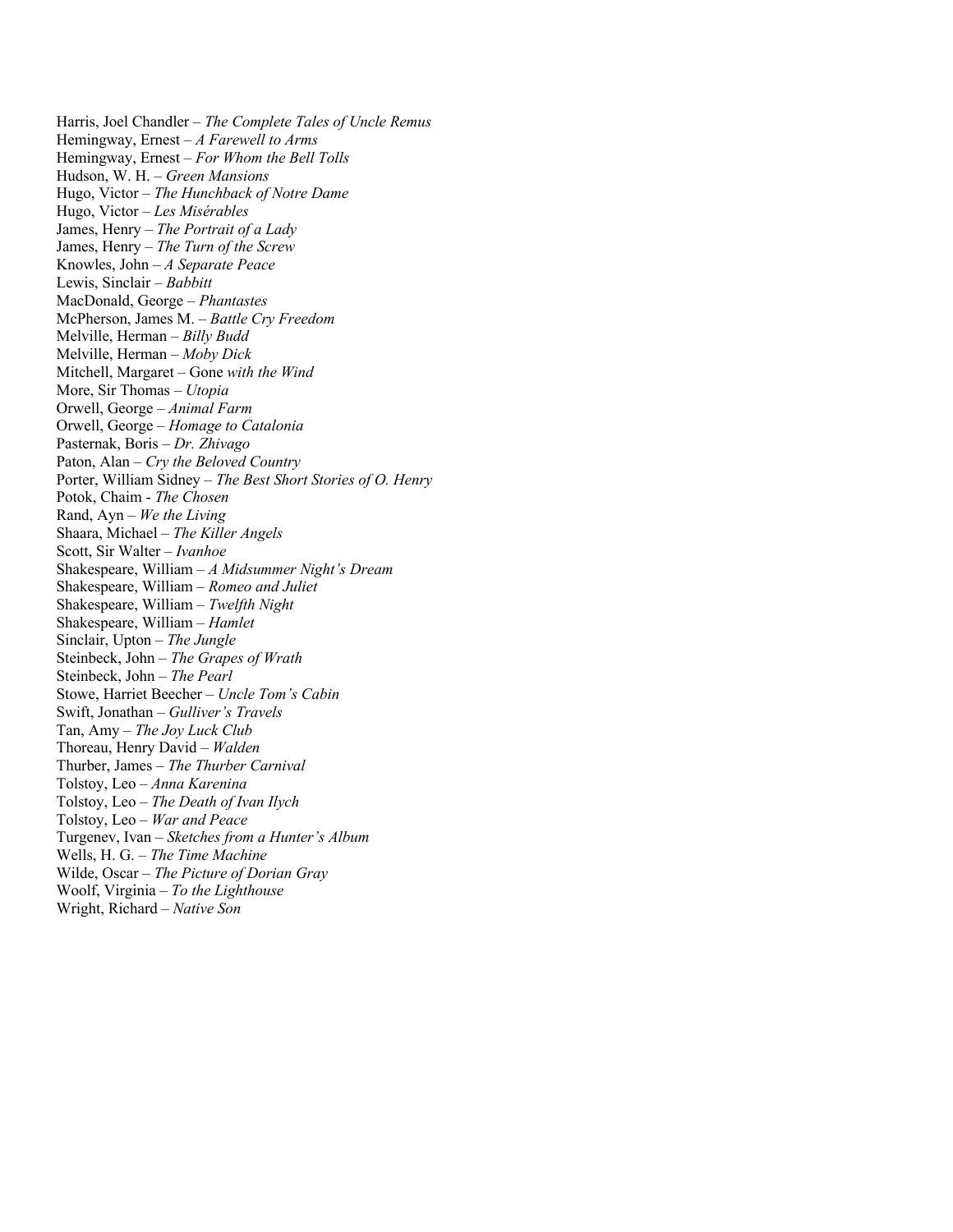Harris, Joel Chandler – *The Complete Tales of Uncle Remus*
Hemingway, Ernest – *A Farewell to Arms*
Hemingway, Ernest – *For Whom the Bell Tolls*
Hudson, W. H. – *Green Mansions*
Hugo, Victor – *The Hunchback of Notre Dame*
Hugo, Victor – *Les Misérables*
James, Henry – *The Portrait of a Lady*
James, Henry – *The Turn of the Screw*
Knowles, John – *A Separate Peace*
Lewis, Sinclair – *Babbitt*
MacDonald, George – *Phantastes*
McPherson, James M. – *Battle Cry Freedom*
Melville, Herman – *Billy Budd*
Melville, Herman – *Moby Dick*
Mitchell, Margaret – Gone *with the Wind*
More, Sir Thomas – *Utopia*
Orwell, George – *Animal Farm*
Orwell, George – *Homage to Catalonia*
Pasternak, Boris – *Dr. Zhivago*
Paton, Alan – *Cry the Beloved Country*
Porter, William Sidney – *The Best Short Stories of O. Henry*
Potok, Chaim - *The Chosen*
Rand, Ayn – *We the Living*
Shaara, Michael – *The Killer Angels*
Scott, Sir Walter – *Ivanhoe*
Shakespeare, William – *A Midsummer Night's Dream*
Shakespeare, William – *Romeo and Juliet*
Shakespeare, William – *Twelfth Night*
Shakespeare, William – *Hamlet*
Sinclair, Upton – *The Jungle*
Steinbeck, John – *The Grapes of Wrath*
Steinbeck, John – *The Pearl*
Stowe, Harriet Beecher – *Uncle Tom's Cabin*
Swift, Jonathan – *Gulliver's Travels*
Tan, Amy – *The Joy Luck Club*
Thoreau, Henry David – *Walden*
Thurber, James – *The Thurber Carnival*
Tolstoy, Leo – *Anna Karenina*
Tolstoy, Leo – *The Death of Ivan Ilych*
Tolstoy, Leo – *War and Peace*
Turgenev, Ivan – *Sketches from a Hunter's Album*
Wells, H. G. – *The Time Machine*
Wilde, Oscar – *The Picture of Dorian Gray*
Woolf, Virginia – *To the Lighthouse*
Wright, Richard – *Native Son*